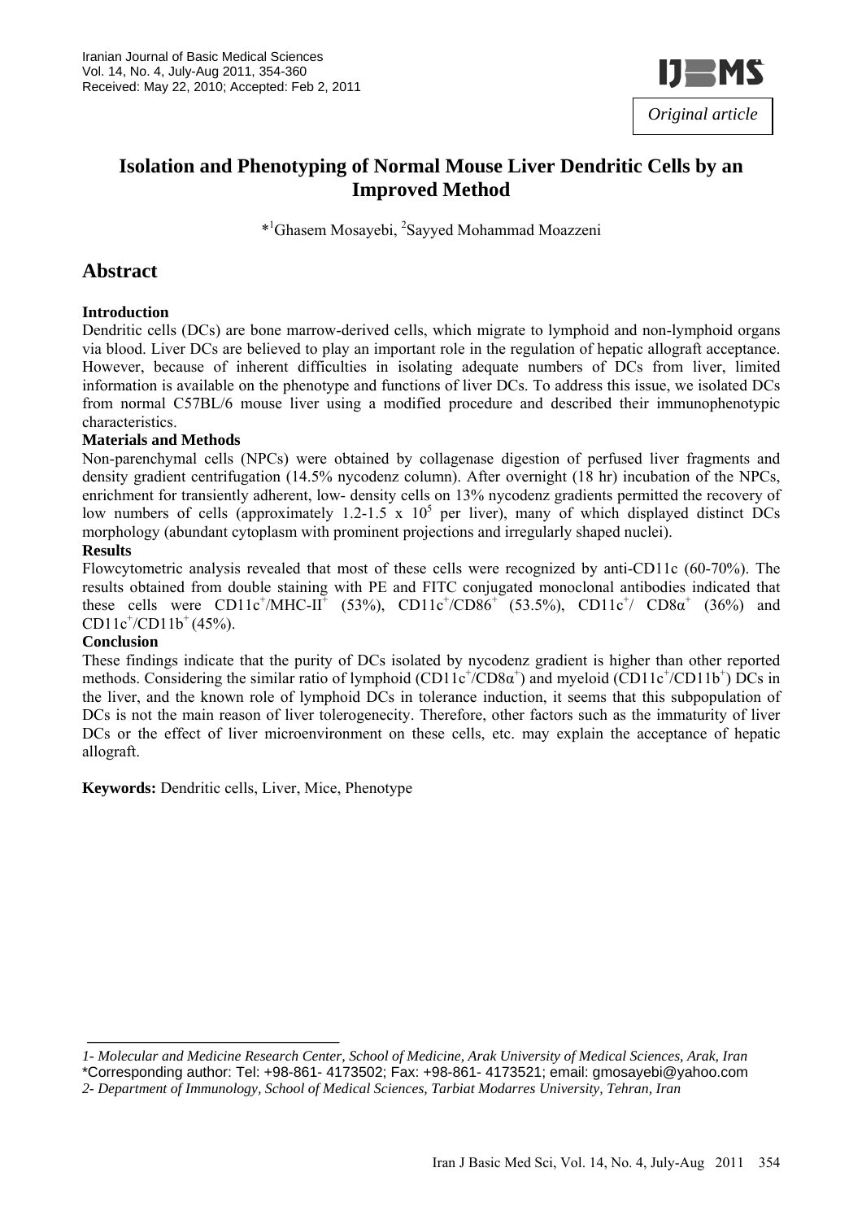*Original article*

# Isolation and Phenotyping of Normal Mouse Liver Dendritic Cells by an Improved Method

*[1]Ghasem Mosayebi, [2]Sayyed Mohammad Moazzeni

## Abstract

**Introduction**

Dendritic cells (DCs) are bone marrow-derived cells, which migrate to lymphoid and non-lymphoid organs via blood. Liver DCs are believed to play an important role in the regulation of hepatic allograft acceptance. However, because of inherent difficulties in isolating adequate numbers of DCs from liver, limited information is available on the phenotype and functions of liver DCs. To address this issue, we isolated DCs from normal C57BL/6 mouse liver using a modified procedure and described their immunophenotypic characteristics.

**Materials and Methods**

Non-parenchymal cells (NPCs) were obtained by collagenase digestion of perfused liver fragments and density gradient centrifugation (14.5% nycodenz column). After overnight (18 hr) incubation of the NPCs, enrichment for transiently adherent, low- density cells on 13% nycodenz gradients permitted the recovery of low numbers of cells (approximately 1.2-1.5 x $10^5$ per liver), many of which displayed distinct DCs morphology (abundant cytoplasm with prominent projections and irregularly shaped nuclei).

**Results**

Flowcytometric analysis revealed that most of these cells were recognized by anti-CD11c (60-70%). The results obtained from double staining with PE and FITC conjugated monoclonal antibodies indicated that these cells were $CD11c^+/MHC\text{-}II^+$ (53%), $CD11c^+/CD86^+$ (53.5%), $CD11c^+/CD8\alpha^+$ (36%) and $CD11c^+/CD11b^+$ (45%).

**Conclusion**

These findings indicate that the purity of DCs isolated by nycodenz gradient is higher than other reported methods. Considering the similar ratio of lymphoid ($CD11c^+/CD8\alpha^+$) and myeloid ($CD11c^+/CD11b^+$) DCs in the liver, and the known role of lymphoid DCs in tolerance induction, it seems that this subpopulation of DCs is not the main reason of liver tolerogenecity. Therefore, other factors such as the immaturity of liver DCs or the effect of liver microenvironment on these cells, etc. may explain the acceptance of hepatic allograft.

**Keywords:** Dendritic cells, Liver, Mice, Phenotype

---

*1- Molecular and Medicine Research Center, School of Medicine, Arak University of Medical Sciences, Arak, Iran*
*Corresponding author: Tel: +98-861- 4173502; Fax: +98-861- 4173521; email: gmosayebi@yahoo.com
*2- Department of Immunology, School of Medical Sciences, Tarbiat Modarres University, Tehran, Iran*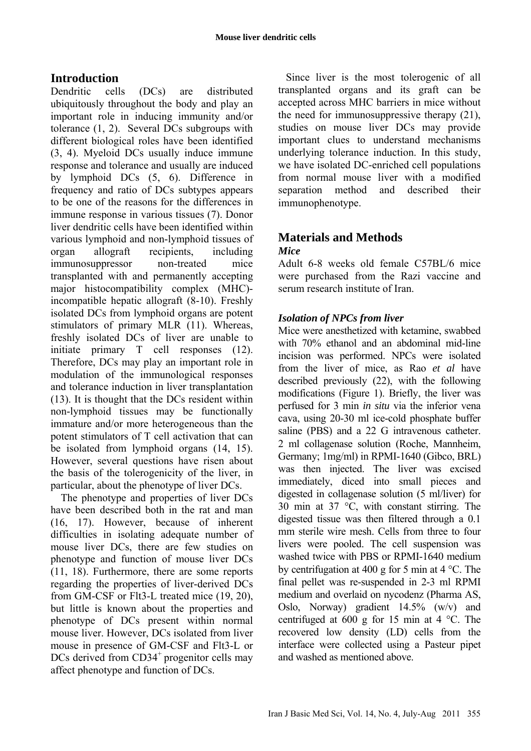## Introduction

Dendritic cells (DCs) are distributed ubiquitously throughout the body and play an important role in inducing immunity and/or tolerance (1, 2). Several DCs subgroups with different biological roles have been identified (3, 4). Myeloid DCs usually induce immune response and tolerance and usually are induced by lymphoid DCs (5, 6). Difference in frequency and ratio of DCs subtypes appears to be one of the reasons for the differences in immune response in various tissues (7). Donor liver dendritic cells have been identified within various lymphoid and non-lymphoid tissues of organ allograft recipients, including immunosuppressor non-treated mice transplanted with and permanently accepting major histocompatibility complex (MHC)-incompatible hepatic allograft (8-10). Freshly isolated DCs from lymphoid organs are potent stimulators of primary MLR (11). Whereas, freshly isolated DCs of liver are unable to initiate primary T cell responses (12). Therefore, DCs may play an important role in modulation of the immunological responses and tolerance induction in liver transplantation (13). It is thought that the DCs resident within non-lymphoid tissues may be functionally immature and/or more heterogeneous than the potent stimulators of T cell activation that can be isolated from lymphoid organs (14, 15). However, several questions have risen about the basis of the tolerogenicity of the liver, in particular, about the phenotype of liver DCs.

The phenotype and properties of liver DCs have been described both in the rat and man (16, 17). However, because of inherent difficulties in isolating adequate number of mouse liver DCs, there are few studies on phenotype and function of mouse liver DCs (11, 18). Furthermore, there are some reports regarding the properties of liver-derived DCs from GM-CSF or Flt3-L treated mice (19, 20), but little is known about the properties and phenotype of DCs present within normal mouse liver. However, DCs isolated from liver mouse in presence of GM-CSF and Flt3-L or DCs derived from $CD34^+$ progenitor cells may affect phenotype and function of DCs.

Since liver is the most tolerogenic of all transplanted organs and its graft can be accepted across MHC barriers in mice without the need for immunosuppressive therapy (21), studies on mouse liver DCs may provide important clues to understand mechanisms underlying tolerance induction. In this study, we have isolated DC-enriched cell populations from normal mouse liver with a modified separation method and described their immunophenotype.

## Materials and Methods

### *Mice*

Adult 6-8 weeks old female C57BL/6 mice were purchased from the Razi vaccine and serum research institute of Iran.

### *Isolation of NPCs from liver*

Mice were anesthetized with ketamine, swabbed with 70% ethanol and an abdominal mid-line incision was performed. NPCs were isolated from the liver of mice, as Rao *et al* have described previously (22), with the following modifications (Figure 1). Briefly, the liver was perfused for 3 min *in situ* via the inferior vena cava, using 20-30 ml ice-cold phosphate buffer saline (PBS) and a 22 G intravenous catheter. 2 ml collagenase solution (Roche, Mannheim, Germany; 1mg/ml) in RPMI-1640 (Gibco, BRL) was then injected. The liver was excised immediately, diced into small pieces and digested in collagenase solution (5 ml/liver) for 30 min at 37 °C, with constant stirring. The digested tissue was then filtered through a 0.1 mm sterile wire mesh. Cells from three to four livers were pooled. The cell suspension was washed twice with PBS or RPMI-1640 medium by centrifugation at 400 g for 5 min at 4 °C. The final pellet was re-suspended in 2-3 ml RPMI medium and overlaid on nycodenz (Pharma AS, Oslo, Norway) gradient 14.5% (w/v) and centrifuged at 600 g for 15 min at 4 °C. The recovered low density (LD) cells from the interface were collected using a Pasteur pipet and washed as mentioned above.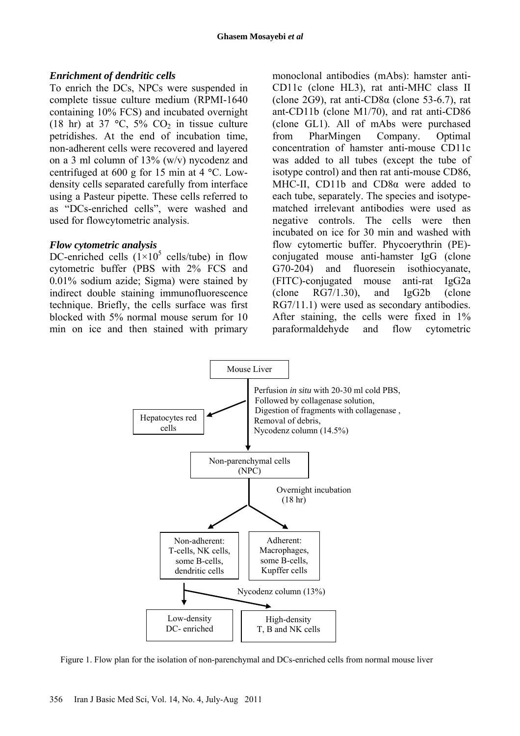### *Enrichment of dendritic cells*

To enrich the DCs, NPCs were suspended in complete tissue culture medium (RPMI-1640 containing 10% FCS) and incubated overnight (18 hr) at 37 °C, 5% $CO_2$ in tissue culture petridishes. At the end of incubation time, non-adherent cells were recovered and layered on a 3 ml column of 13% (w/v) nycodenz and centrifuged at 600 g for 15 min at 4 °C. Low-density cells separated carefully from interface using a Pasteur pipette. These cells referred to as "DCs-enriched cells", were washed and used for flowcytometric analysis.

### *Flow cytometric analysis*

DC-enriched cells ($1\times10^5$ cells/tube) in flow cytometric buffer (PBS with 2% FCS and 0.01% sodium azide; Sigma) were stained by indirect double staining immunofluorescence technique. Briefly, the cells surface was first blocked with 5% normal mouse serum for 10 min on ice and then stained with primary monoclonal antibodies (mAbs): hamster anti-CD11c (clone HL3), rat anti-MHC class II (clone 2G9), rat anti-CD8α (clone 53-6.7), rat ant-CD11b (clone M1/70), and rat anti-CD86 (clone GL1). All of mAbs were purchased from PharMingen Company. Optimal concentration of hamster anti-mouse CD11c was added to all tubes (except the tube of isotype control) and then rat anti-mouse CD86, MHC-II, CD11b and CD8α were added to each tube, separately. The species and isotype-matched irrelevant antibodies were used as negative controls. The cells were then incubated on ice for 30 min and washed with flow cytomertic buffer. Phycoerythrin (PE)-conjugated mouse anti-hamster IgG (clone G70-204) and fluoresein isothiocyanate, (FITC)-conjugated mouse anti-rat IgG2a (clone RG7/1.30), and IgG2b (clone RG7/11.1) were used as secondary antibodies. After staining, the cells were fixed in 1% paraformaldehyde and flow cytometric

Mouse Liver

Perfusion *in situ* with 20-30 ml cold PBS,
Followed by collagenase solution,
Digestion of fragments with collagenase ,
Removal of debris,
Nycodenz column (14.5%)

Hepatocytes red cells

Non-parenchymal cells (NPC)

Overnight incubation (18 hr)

Non-adherent: T-cells, NK cells, some B-cells, dendritic cells

Adherent: Macrophages, some B-cells, Kupffer cells

Nycodenz column (13%)

Low-density DC- enriched

High-density T, B and NK cells

Figure 1. Flow plan for the isolation of non-parenchymal and DCs-enriched cells from normal mouse liver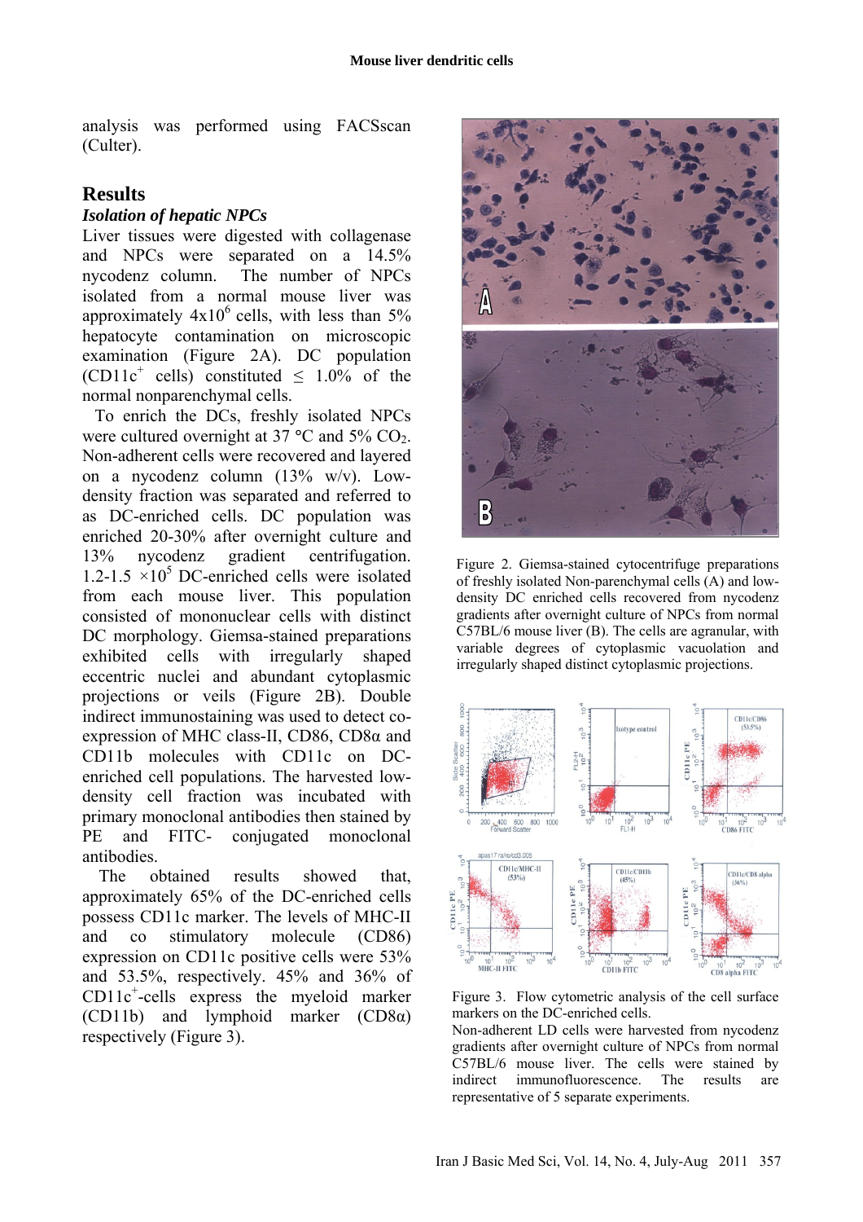analysis was performed using FACSscan (Culter).

## Results

### *Isolation of hepatic NPCs*

Liver tissues were digested with collagenase and NPCs were separated on a 14.5% nycodenz column. The number of NPCs isolated from a normal mouse liver was approximately $4x10^6$ cells, with less than 5% hepatocyte contamination on microscopic examination (Figure 2A). DC population ($CD11c^+$ cells) constituted ≤ 1.0% of the normal nonparenchymal cells.

To enrich the DCs, freshly isolated NPCs were cultured overnight at 37 °C and 5% $CO_2$. Non-adherent cells were recovered and layered on a nycodenz column (13% w/v). Low-density fraction was separated and referred to as DC-enriched cells. DC population was enriched 20-30% after overnight culture and 13% nycodenz gradient centrifugation. 1.2-1.5 $\times10^5$ DC-enriched cells were isolated from each mouse liver. This population consisted of mononuclear cells with distinct DC morphology. Giemsa-stained preparations exhibited cells with irregularly shaped eccentric nuclei and abundant cytoplasmic projections or veils (Figure 2B). Double indirect immunostaining was used to detect co-expression of MHC class-II, CD86, CD8α and CD11b molecules with CD11c on DC-enriched cell populations. The harvested low-density cell fraction was incubated with primary monoclonal antibodies then stained by PE and FITC- conjugated monoclonal antibodies.

The obtained results showed that, approximately 65% of the DC-enriched cells possess CD11c marker. The levels of MHC-II and co stimulatory molecule (CD86) expression on CD11c positive cells were 53% and 53.5%, respectively. 45% and 36% of $CD11c^+$-cells express the myeloid marker (CD11b) and lymphoid marker (CD8α) respectively (Figure 3).

Figure 2. Giemsa-stained cytocentrifuge preparations of freshly isolated Non-parenchymal cells (A) and low-density DC enriched cells recovered from nycodenz gradients after overnight culture of NPCs from normal C57BL/6 mouse liver (B). The cells are agranular, with variable degrees of cytoplasmic vacuolation and irregularly shaped distinct cytoplasmic projections.

Figure 3. Flow cytometric analysis of the cell surface markers on the DC-enriched cells.
Non-adherent LD cells were harvested from nycodenz gradients after overnight culture of NPCs from normal C57BL/6 mouse liver. The cells were stained by indirect immunofluorescence. The results are representative of 5 separate experiments.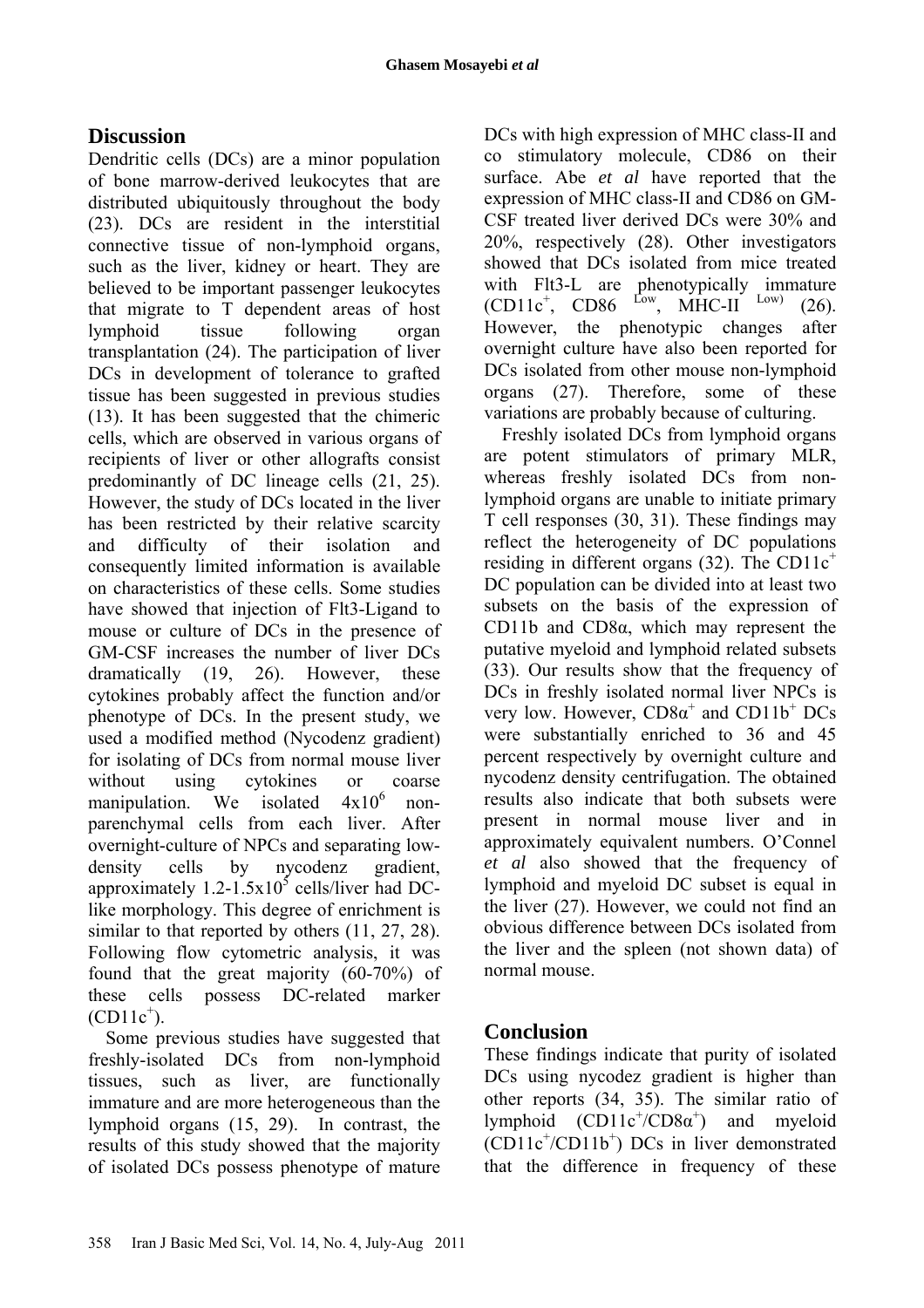## Discussion

Dendritic cells (DCs) are a minor population of bone marrow-derived leukocytes that are distributed ubiquitously throughout the body (23). DCs are resident in the interstitial connective tissue of non-lymphoid organs, such as the liver, kidney or heart. They are believed to be important passenger leukocytes that migrate to T dependent areas of host lymphoid tissue following organ transplantation (24). The participation of liver DCs in development of tolerance to grafted tissue has been suggested in previous studies (13). It has been suggested that the chimeric cells, which are observed in various organs of recipients of liver or other allografts consist predominantly of DC lineage cells (21, 25). However, the study of DCs located in the liver has been restricted by their relative scarcity and difficulty of their isolation and consequently limited information is available on characteristics of these cells. Some studies have showed that injection of Flt3-Ligand to mouse or culture of DCs in the presence of GM-CSF increases the number of liver DCs dramatically (19, 26). However, these cytokines probably affect the function and/or phenotype of DCs. In the present study, we used a modified method (Nycodenz gradient) for isolating of DCs from normal mouse liver without using cytokines or coarse manipulation. We isolated $4x10^6$ non-parenchymal cells from each liver. After overnight-culture of NPCs and separating low-density cells by nycodenz gradient, approximately $1.2\text{-}1.5x10^5$ cells/liver had DC-like morphology. This degree of enrichment is similar to that reported by others (11, 27, 28). Following flow cytometric analysis, it was found that the great majority (60-70%) of these cells possess DC-related marker ($CD11c^+$).

Some previous studies have suggested that freshly-isolated DCs from non-lymphoid tissues, such as liver, are functionally immature and are more heterogeneous than the lymphoid organs (15, 29). In contrast, the results of this study showed that the majority of isolated DCs possess phenotype of mature DCs with high expression of MHC class-II and co stimulatory molecule, CD86 on their surface. Abe *et al* have reported that the expression of MHC class-II and CD86 on GM-CSF treated liver derived DCs were 30% and 20%, respectively (28). Other investigators showed that DCs isolated from mice treated with Flt3-L are phenotypically immature ($CD11c^+$, CD86 $^{Low}$, MHC-II $^{Low)}$ (26). However, the phenotypic changes after overnight culture have also been reported for DCs isolated from other mouse non-lymphoid organs (27). Therefore, some of these variations are probably because of culturing.

Freshly isolated DCs from lymphoid organs are potent stimulators of primary MLR, whereas freshly isolated DCs from non-lymphoid organs are unable to initiate primary T cell responses (30, 31). These findings may reflect the heterogeneity of DC populations residing in different organs (32). The $CD11c^+$ DC population can be divided into at least two subsets on the basis of the expression of CD11b and CD8α, which may represent the putative myeloid and lymphoid related subsets (33). Our results show that the frequency of DCs in freshly isolated normal liver NPCs is very low. However, $CD8\alpha^+$ and $CD11b^+$ DCs were substantially enriched to 36 and 45 percent respectively by overnight culture and nycodenz density centrifugation. The obtained results also indicate that both subsets were present in normal mouse liver and in approximately equivalent numbers. O'Connel *et al* also showed that the frequency of lymphoid and myeloid DC subset is equal in the liver (27). However, we could not find an obvious difference between DCs isolated from the liver and the spleen (not shown data) of normal mouse.

## Conclusion

These findings indicate that purity of isolated DCs using nycodez gradient is higher than other reports (34, 35). The similar ratio of lymphoid ($CD11c^+/CD8\alpha^+$) and myeloid ($CD11c^+/CD11b^+$) DCs in liver demonstrated that the difference in frequency of these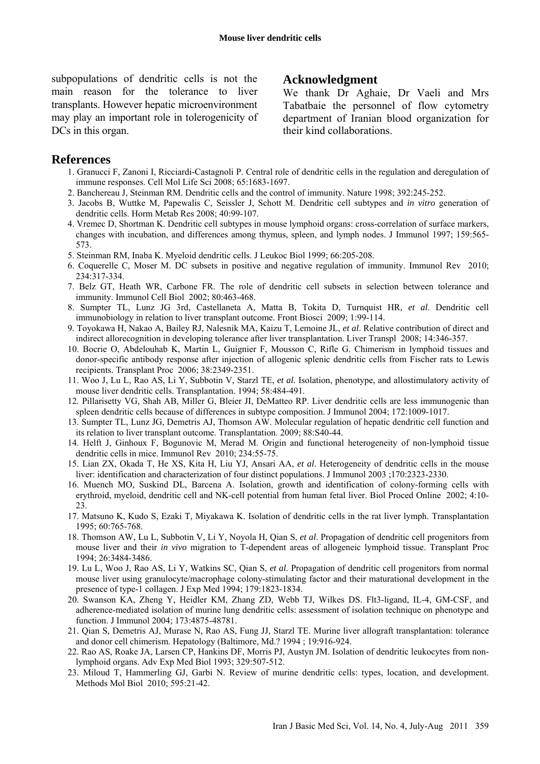subpopulations of dendritic cells is not the main reason for the tolerance to liver transplants. However hepatic microenvironment may play an important role in tolerogenicity of DCs in this organ.

## Acknowledgment

We thank Dr Aghaie, Dr Vaeli and Mrs Tabatbaie the personnel of flow cytometry department of Iranian blood organization for their kind collaborations.

## References

1. Granucci F, Zanoni I, Ricciardi-Castagnoli P. Central role of dendritic cells in the regulation and deregulation of immune responses. Cell Mol Life Sci 2008; 65:1683-1697.
2. Banchereau J, Steinman RM. Dendritic cells and the control of immunity. Nature 1998; 392:245-252.
3. Jacobs B, Wuttke M, Papewalis C, Seissler J, Schott M. Dendritic cell subtypes and *in vitro* generation of dendritic cells. Horm Metab Res 2008; 40:99-107.
4. Vremec D, Shortman K. Dendritic cell subtypes in mouse lymphoid organs: cross-correlation of surface markers, changes with incubation, and differences among thymus, spleen, and lymph nodes. J Immunol 1997; 159:565-573.
5. Steinman RM, Inaba K. Myeloid dendritic cells. J Leukoc Biol 1999; 66:205-208.
6. Coquerelle C, Moser M. DC subsets in positive and negative regulation of immunity. Immunol Rev 2010; 234:317-334.
7. Belz GT, Heath WR, Carbone FR. The role of dendritic cell subsets in selection between tolerance and immunity. Immunol Cell Biol 2002; 80:463-468.
8. Sumpter TL, Lunz JG 3rd, Castellaneta A, Matta B, Tokita D, Turnquist HR, *et al*. Dendritic cell immunobiology in relation to liver transplant outcome. Front Biosci 2009; 1:99-114.
9. Toyokawa H, Nakao A, Bailey RJ, Nalesnik MA, Kaizu T, Lemoine JL, *et al*. Relative contribution of direct and indirect allorecognition in developing tolerance after liver transplantation. Liver Transpl 2008; 14:346-357.
10. Bocrie O, Abdelouhab K, Martin L, Guignier F, Mousson C, Rifle G. Chimerism in lymphoid tissues and donor-specific antibody response after injection of allogenic splenic dendritic cells from Fischer rats to Lewis recipients. Transplant Proc 2006; 38:2349-2351.
11. Woo J, Lu L, Rao AS, Li Y, Subbotin V, Starzl TE, *et al.* Isolation, phenotype, and allostimulatory activity of mouse liver dendritic cells. Transplantation. 1994; 58:484-491.
12. Pillarisetty VG, Shah AB, Miller G, Bleier JI, DeMatteo RP. Liver dendritic cells are less immunogenic than spleen dendritic cells because of differences in subtype composition. J Immunol 2004; 172:1009-1017.
13. Sumpter TL, Lunz JG, Demetris AJ, Thomson AW. Molecular regulation of hepatic dendritic cell function and its relation to liver transplant outcome. Transplantation. 2009; 88:S40-44.
14. Helft J, Ginhoux F, Bogunovic M, Merad M. Origin and functional heterogeneity of non-lymphoid tissue dendritic cells in mice. Immunol Rev 2010; 234:55-75.
15. Lian ZX, Okada T, He XS, Kita H, Liu YJ, Ansari AA, *et al*. Heterogeneity of dendritic cells in the mouse liver: identification and characterization of four distinct populations. J Immunol 2003 ;170:2323-2330.
16. Muench MO, Suskind DL, Barcena A. Isolation, growth and identification of colony-forming cells with erythroid, myeloid, dendritic cell and NK-cell potential from human fetal liver. Biol Proced Online 2002; 4:10-23.
17. Matsuno K, Kudo S, Ezaki T, Miyakawa K. Isolation of dendritic cells in the rat liver lymph. Transplantation 1995; 60:765-768.
18. Thomson AW, Lu L, Subbotin V, Li Y, Noyola H, Qian S, *et al*. Propagation of dendritic cell progenitors from mouse liver and their *in vivo* migration to T-dependent areas of allogeneic lymphoid tissue. Transplant Proc 1994; 26:3484-3486.
19. Lu L, Woo J, Rao AS, Li Y, Watkins SC, Qian S, *et al*. Propagation of dendritic cell progenitors from normal mouse liver using granulocyte/macrophage colony-stimulating factor and their maturational development in the presence of type-1 collagen. J Exp Med 1994; 179:1823-1834.
20. Swanson KA, Zheng Y, Heidler KM, Zhang ZD, Webb TJ, Wilkes DS. Flt3-ligand, IL-4, GM-CSF, and adherence-mediated isolation of murine lung dendritic cells: assessment of isolation technique on phenotype and function. J Immunol 2004; 173:4875-48781.
21. Qian S, Demetris AJ, Murase N, Rao AS, Fung JJ, Starzl TE. Murine liver allograft transplantation: tolerance and donor cell chimerism. Hepatology (Baltimore, Md.? 1994 ; 19:916-924.
22. Rao AS, Roake JA, Larsen CP, Hankins DF, Morris PJ, Austyn JM. Isolation of dendritic leukocytes from non-lymphoid organs. Adv Exp Med Biol 1993; 329:507-512.
23. Miloud T, Hammerling GJ, Garbi N. Review of murine dendritic cells: types, location, and development. Methods Mol Biol 2010; 595:21-42.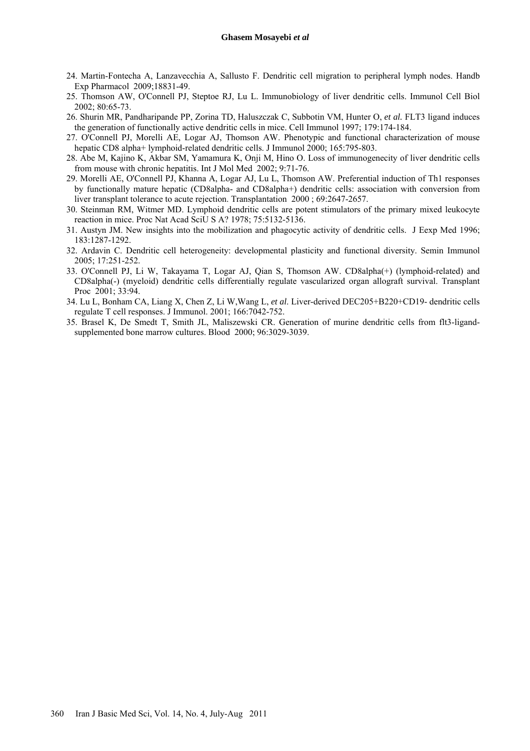24. Martin-Fontecha A, Lanzavecchia A, Sallusto F. Dendritic cell migration to peripheral lymph nodes. Handb Exp Pharmacol 2009;18831-49.
25. Thomson AW, O'Connell PJ, Steptoe RJ, Lu L. Immunobiology of liver dendritic cells. Immunol Cell Biol 2002; 80:65-73.
26. Shurin MR, Pandharipande PP, Zorina TD, Haluszczak C, Subbotin VM, Hunter O, *et al.* FLT3 ligand induces the generation of functionally active dendritic cells in mice. Cell Immunol 1997; 179:174-184.
27. O'Connell PJ, Morelli AE, Logar AJ, Thomson AW. Phenotypic and functional characterization of mouse hepatic CD8 alpha+ lymphoid-related dendritic cells. J Immunol 2000; 165:795-803.
28. Abe M, Kajino K, Akbar SM, Yamamura K, Onji M, Hino O. Loss of immunogenecity of liver dendritic cells from mouse with chronic hepatitis. Int J Mol Med 2002; 9:71-76.
29. Morelli AE, O'Connell PJ, Khanna A, Logar AJ, Lu L, Thomson AW. Preferential induction of Th1 responses by functionally mature hepatic (CD8alpha- and CD8alpha+) dendritic cells: association with conversion from liver transplant tolerance to acute rejection. Transplantation 2000 ; 69:2647-2657.
30. Steinman RM, Witmer MD. Lymphoid dendritic cells are potent stimulators of the primary mixed leukocyte reaction in mice. Proc Nat Acad SciU S A? 1978; 75:5132-5136.
31. Austyn JM. New insights into the mobilization and phagocytic activity of dendritic cells. J Eexp Med 1996; 183:1287-1292.
32. Ardavin C. Dendritic cell heterogeneity: developmental plasticity and functional diversity. Semin Immunol 2005; 17:251-252.
33. O'Connell PJ, Li W, Takayama T, Logar AJ, Qian S, Thomson AW. CD8alpha(+) (lymphoid-related) and CD8alpha(-) (myeloid) dendritic cells differentially regulate vascularized organ allograft survival. Transplant Proc 2001; 33:94.
34. Lu L, Bonham CA, Liang X, Chen Z, Li W,Wang L, *et al*. Liver-derived DEC205+B220+CD19- dendritic cells regulate T cell responses. J Immunol. 2001; 166:7042-752.
35. Brasel K, De Smedt T, Smith JL, Maliszewski CR. Generation of murine dendritic cells from flt3-ligand-supplemented bone marrow cultures. Blood 2000; 96:3029-3039.